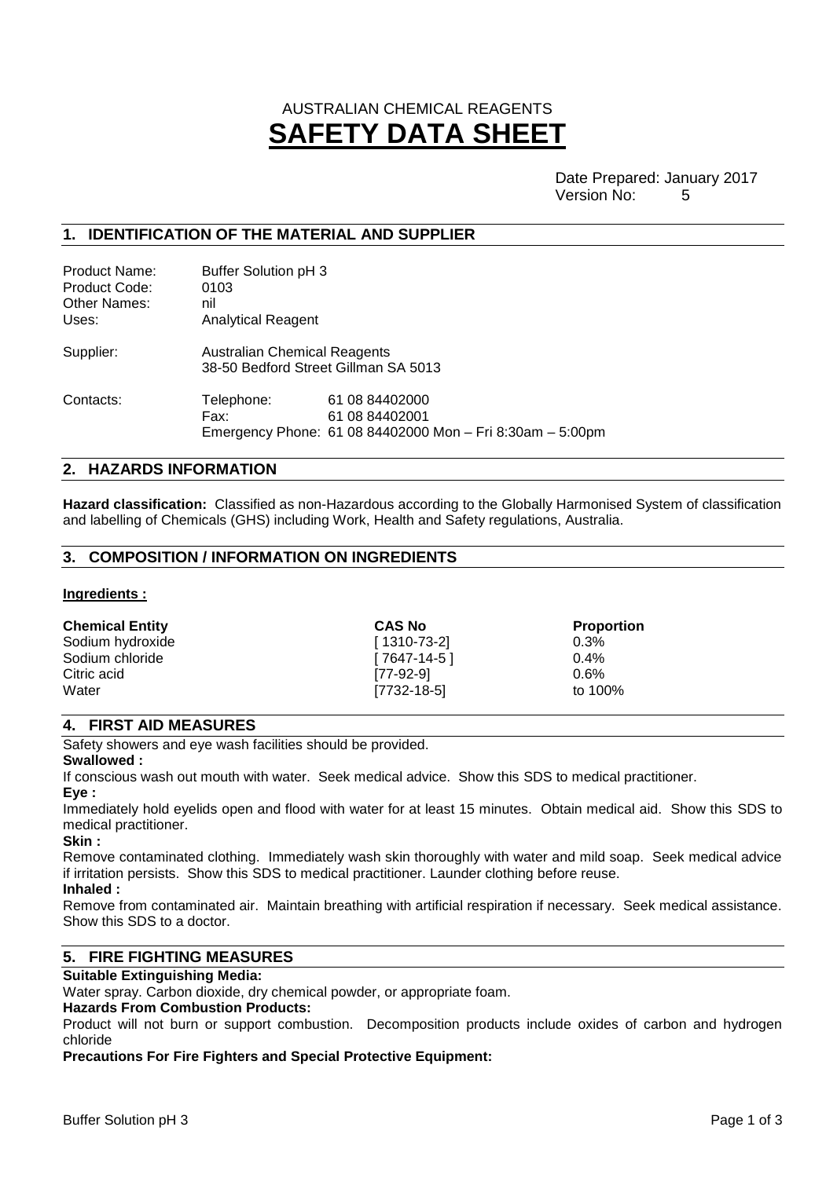AUSTRALIAN CHEMICAL REAGENTS

# SAFETY DATA SHEET

Date Prepared: January 2017
Version No: 5

## 1. IDENTIFICATION OF THE MATERIAL AND SUPPLIER

| | |
|---|---|
| Product Name: | Buffer Solution pH 3 |
| Product Code: | 0103 |
| Other Names: | nil |
| Uses: | Analytical Reagent |

Supplier: Australian Chemical Reagents
38-50 Bedford Street Gillman SA 5013

Contacts:
Telephone: 61 08 84402000
Fax: 61 08 84402001
Emergency Phone: 61 08 84402000 Mon – Fri 8:30am – 5:00pm

## 2. HAZARDS INFORMATION

**Hazard classification:** Classified as non-Hazardous according to the Globally Harmonised System of classification and labelling of Chemicals (GHS) including Work, Health and Safety regulations, Australia.

## 3. COMPOSITION / INFORMATION ON INGREDIENTS

**Ingredients :**

| Chemical Entity | CAS No | Proportion |
|---|---|---|
| Sodium hydroxide | [ 1310-73-2] | 0.3% |
| Sodium chloride | [ 7647-14-5 ] | 0.4% |
| Citric acid | [77-92-9] | 0.6% |
| Water | [7732-18-5] | to 100% |

## 4. FIRST AID MEASURES

Safety showers and eye wash facilities should be provided.

**Swallowed :**

If conscious wash out mouth with water. Seek medical advice. Show this SDS to medical practitioner.

**Eye :**

Immediately hold eyelids open and flood with water for at least 15 minutes. Obtain medical aid. Show this SDS to medical practitioner.

**Skin :**

Remove contaminated clothing. Immediately wash skin thoroughly with water and mild soap. Seek medical advice if irritation persists. Show this SDS to medical practitioner. Launder clothing before reuse.

**Inhaled :**

Remove from contaminated air. Maintain breathing with artificial respiration if necessary. Seek medical assistance. Show this SDS to a doctor.

## 5. FIRE FIGHTING MEASURES

**Suitable Extinguishing Media:**

Water spray. Carbon dioxide, dry chemical powder, or appropriate foam.

**Hazards From Combustion Products:**

Product will not burn or support combustion. Decomposition products include oxides of carbon and hydrogen chloride

**Precautions For Fire Fighters and Special Protective Equipment:**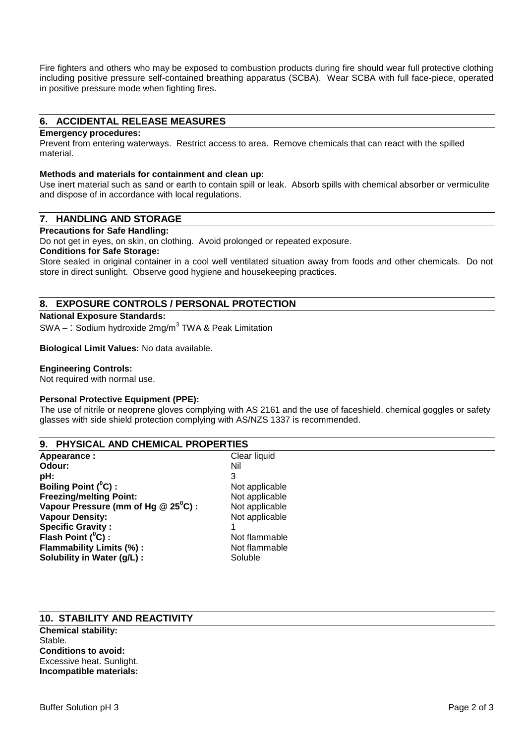Fire fighters and others who may be exposed to combustion products during fire should wear full protective clothing including positive pressure self-contained breathing apparatus (SCBA). Wear SCBA with full face-piece, operated in positive pressure mode when fighting fires.

## 6. ACCIDENTAL RELEASE MEASURES

**Emergency procedures:**
Prevent from entering waterways. Restrict access to area. Remove chemicals that can react with the spilled material.

**Methods and materials for containment and clean up:**
Use inert material such as sand or earth to contain spill or leak. Absorb spills with chemical absorber or vermiculite and dispose of in accordance with local regulations.

## 7. HANDLING AND STORAGE

**Precautions for Safe Handling:**
Do not get in eyes, on skin, on clothing. Avoid prolonged or repeated exposure.

**Conditions for Safe Storage:**
Store sealed in original container in a cool well ventilated situation away from foods and other chemicals. Do not store in direct sunlight. Observe good hygiene and housekeeping practices.

## 8. EXPOSURE CONTROLS / PERSONAL PROTECTION

**National Exposure Standards:**
SWA – : Sodium hydroxide 2mg/$m^3$ TWA & Peak Limitation

**Biological Limit Values:** No data available.

**Engineering Controls:**
Not required with normal use.

**Personal Protective Equipment (PPE):**
The use of nitrile or neoprene gloves complying with AS 2161 and the use of faceshield, chemical goggles or safety glasses with side shield protection complying with AS/NZS 1337 is recommended.

## 9. PHYSICAL AND CHEMICAL PROPERTIES

| | |
|---|---|
| **Appearance :** | Clear liquid |
| **Odour:** | Nil |
| **pH:** | 3 |
| **Boiling Point ($^0$C) :** | Not applicable |
| **Freezing/melting Point:** | Not applicable |
| **Vapour Pressure (mm of Hg @ 25$^0$C) :** | Not applicable |
| **Vapour Density:** | Not applicable |
| **Specific Gravity :** | 1 |
| **Flash Point ($^0$C) :** | Not flammable |
| **Flammability Limits (%) :** | Not flammable |
| **Solubility in Water (g/L) :** | Soluble |

## 10. STABILITY AND REACTIVITY

**Chemical stability:**
Stable.

**Conditions to avoid:**
Excessive heat. Sunlight.

**Incompatible materials:**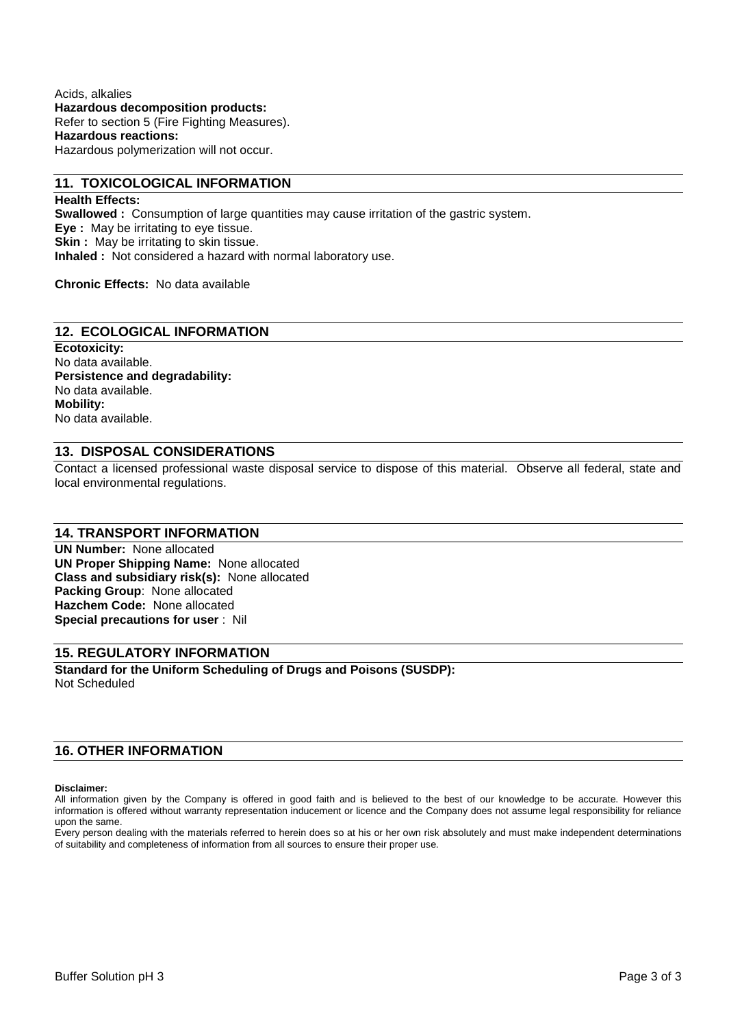Acids, alkalies

**Hazardous decomposition products:**

Refer to section 5 (Fire Fighting Measures).

**Hazardous reactions:**

Hazardous polymerization will not occur.

## 11. TOXICOLOGICAL INFORMATION

**Health Effects:**

**Swallowed :** Consumption of large quantities may cause irritation of the gastric system.

**Eye :** May be irritating to eye tissue.

**Skin :** May be irritating to skin tissue.

**Inhaled :** Not considered a hazard with normal laboratory use.

**Chronic Effects:** No data available

## 12. ECOLOGICAL INFORMATION

**Ecotoxicity:**

No data available.

**Persistence and degradability:**

No data available.

**Mobility:**

No data available.

## 13. DISPOSAL CONSIDERATIONS

Contact a licensed professional waste disposal service to dispose of this material. Observe all federal, state and local environmental regulations.

## 14. TRANSPORT INFORMATION

**UN Number:** None allocated

**UN Proper Shipping Name:** None allocated

**Class and subsidiary risk(s):** None allocated

**Packing Group**: None allocated

**Hazchem Code:** None allocated

**Special precautions for user** : Nil

## 15. REGULATORY INFORMATION

**Standard for the Uniform Scheduling of Drugs and Poisons (SUSDP):**

Not Scheduled

## 16. OTHER INFORMATION

**Disclaimer:**

All information given by the Company is offered in good faith and is believed to the best of our knowledge to be accurate. However this information is offered without warranty representation inducement or licence and the Company does not assume legal responsibility for reliance upon the same.

Every person dealing with the materials referred to herein does so at his or her own risk absolutely and must make independent determinations of suitability and completeness of information from all sources to ensure their proper use.